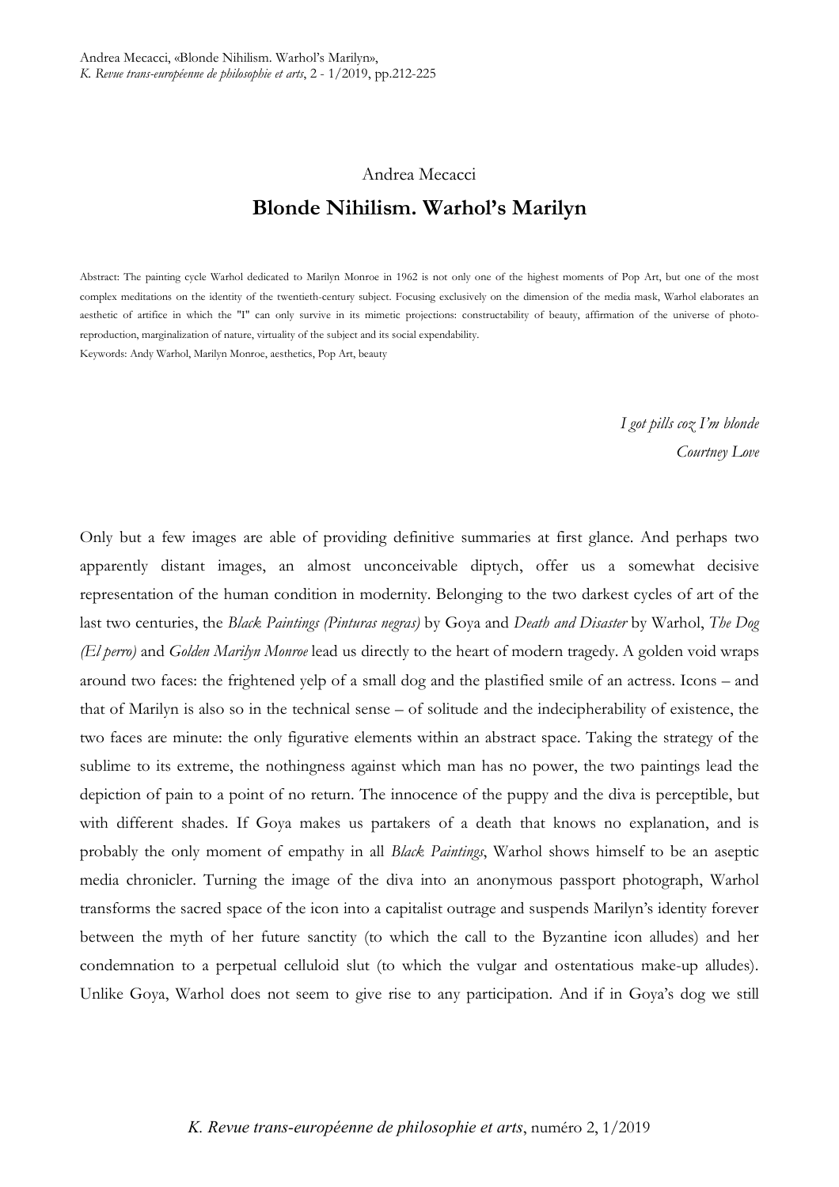Andrea Mecacci

# Blonde Nihilism. Warhol's Marilyn

Abstract: The painting cycle Warhol dedicated to Marilyn Monroe in 1962 is not only one of the highest moments of Pop Art, but one of the most complex meditations on the identity of the twentieth-century subject. Focusing exclusively on the dimension of the media mask, Warhol elaborates an aesthetic of artifice in which the "I" can only survive in its mimetic projections: constructability of beauty, affirmation of the universe of photo-reproduction, marginalization of nature, virtuality of the subject and its social expendability.

Keywords: Andy Warhol, Marilyn Monroe, aesthetics, Pop Art, beauty

*I got pills coz I'm blonde*
*Courtney Love*

Only but a few images are able of providing definitive summaries at first glance. And perhaps two apparently distant images, an almost unconceivable diptych, offer us a somewhat decisive representation of the human condition in modernity. Belonging to the two darkest cycles of art of the last two centuries, the *Black Paintings (Pinturas negras)* by Goya and *Death and Disaster* by Warhol, *The Dog (El perro)* and *Golden Marilyn Monroe* lead us directly to the heart of modern tragedy. A golden void wraps around two faces: the frightened yelp of a small dog and the plastified smile of an actress. Icons – and that of Marilyn is also so in the technical sense – of solitude and the indecipherability of existence, the two faces are minute: the only figurative elements within an abstract space. Taking the strategy of the sublime to its extreme, the nothingness against which man has no power, the two paintings lead the depiction of pain to a point of no return. The innocence of the puppy and the diva is perceptible, but with different shades. If Goya makes us partakers of a death that knows no explanation, and is probably the only moment of empathy in all *Black Paintings*, Warhol shows himself to be an aseptic media chronicler. Turning the image of the diva into an anonymous passport photograph, Warhol transforms the sacred space of the icon into a capitalist outrage and suspends Marilyn's identity forever between the myth of her future sanctity (to which the call to the Byzantine icon alludes) and her condemnation to a perpetual celluloid slut (to which the vulgar and ostentatious make-up alludes). Unlike Goya, Warhol does not seem to give rise to any participation. And if in Goya's dog we still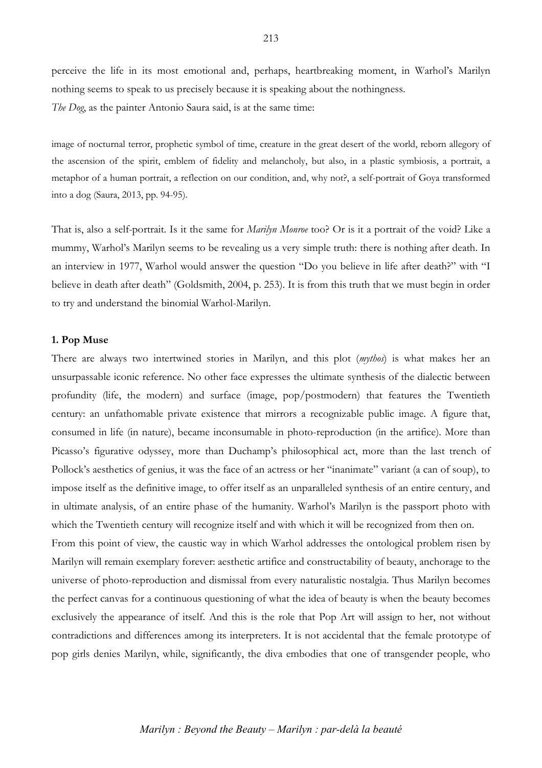perceive the life in its most emotional and, perhaps, heartbreaking moment, in Warhol's Marilyn nothing seems to speak to us precisely because it is speaking about the nothingness.

*The Dog*, as the painter Antonio Saura said, is at the same time:

> image of nocturnal terror, prophetic symbol of time, creature in the great desert of the world, reborn allegory of the ascension of the spirit, emblem of fidelity and melancholy, but also, in a plastic symbiosis, a portrait, a metaphor of a human portrait, a reflection on our condition, and, why not?, a self-portrait of Goya transformed into a dog (Saura, 2013, pp. 94-95).

That is, also a self-portrait. Is it the same for *Marilyn Monroe* too? Or is it a portrait of the void? Like a mummy, Warhol's Marilyn seems to be revealing us a very simple truth: there is nothing after death. In an interview in 1977, Warhol would answer the question "Do you believe in life after death?" with "I believe in death after death" (Goldsmith, 2004, p. 253). It is from this truth that we must begin in order to try and understand the binomial Warhol-Marilyn.

## 1. Pop Muse

There are always two intertwined stories in Marilyn, and this plot (*mythos*) is what makes her an unsurpassable iconic reference. No other face expresses the ultimate synthesis of the dialectic between profundity (life, the modern) and surface (image, pop/postmodern) that features the Twentieth century: an unfathomable private existence that mirrors a recognizable public image. A figure that, consumed in life (in nature), became inconsumable in photo-reproduction (in the artifice). More than Picasso's figurative odyssey, more than Duchamp's philosophical act, more than the last trench of Pollock's aesthetics of genius, it was the face of an actress or her "inanimate" variant (a can of soup), to impose itself as the definitive image, to offer itself as an unparalleled synthesis of an entire century, and in ultimate analysis, of an entire phase of the humanity. Warhol's Marilyn is the passport photo with which the Twentieth century will recognize itself and with which it will be recognized from then on.

From this point of view, the caustic way in which Warhol addresses the ontological problem risen by Marilyn will remain exemplary forever: aesthetic artifice and constructability of beauty, anchorage to the universe of photo-reproduction and dismissal from every naturalistic nostalgia. Thus Marilyn becomes the perfect canvas for a continuous questioning of what the idea of beauty is when the beauty becomes exclusively the appearance of itself. And this is the role that Pop Art will assign to her, not without contradictions and differences among its interpreters. It is not accidental that the female prototype of pop girls denies Marilyn, while, significantly, the diva embodies that one of transgender people, who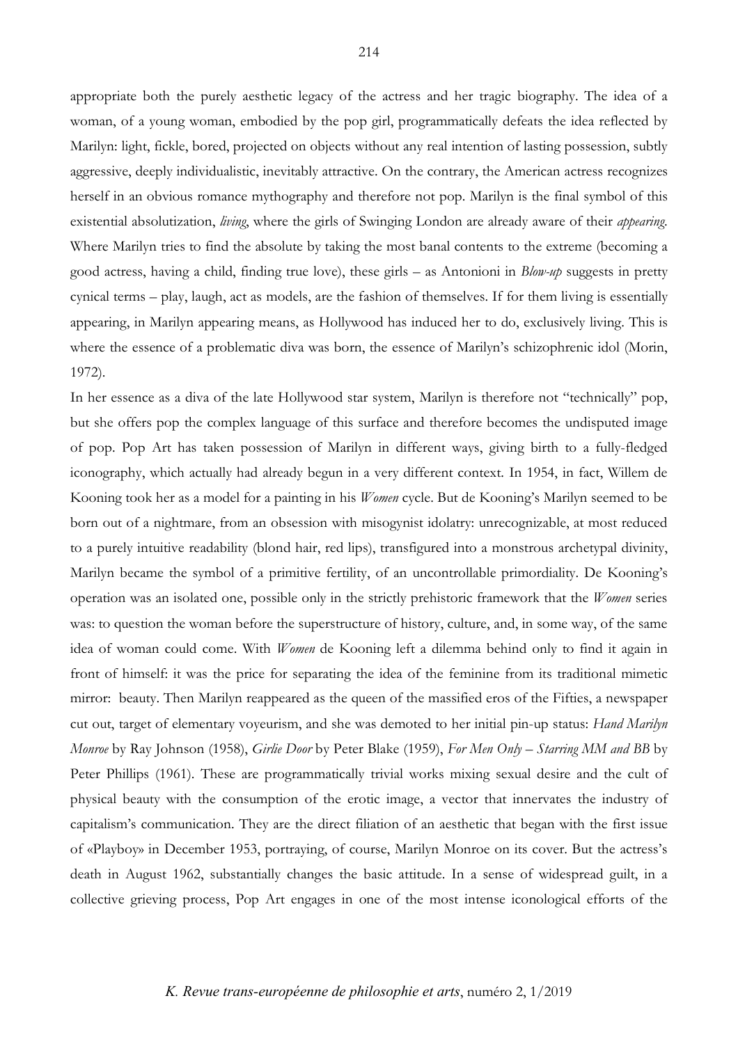appropriate both the purely aesthetic legacy of the actress and her tragic biography. The idea of a woman, of a young woman, embodied by the pop girl, programmatically defeats the idea reflected by Marilyn: light, fickle, bored, projected on objects without any real intention of lasting possession, subtly aggressive, deeply individualistic, inevitably attractive. On the contrary, the American actress recognizes herself in an obvious romance mythography and therefore not pop. Marilyn is the final symbol of this existential absolutization, *living*, where the girls of Swinging London are already aware of their *appearing*. Where Marilyn tries to find the absolute by taking the most banal contents to the extreme (becoming a good actress, having a child, finding true love), these girls – as Antonioni in *Blow-up* suggests in pretty cynical terms – play, laugh, act as models, are the fashion of themselves. If for them living is essentially appearing, in Marilyn appearing means, as Hollywood has induced her to do, exclusively living. This is where the essence of a problematic diva was born, the essence of Marilyn's schizophrenic idol (Morin, 1972).

In her essence as a diva of the late Hollywood star system, Marilyn is therefore not "technically" pop, but she offers pop the complex language of this surface and therefore becomes the undisputed image of pop. Pop Art has taken possession of Marilyn in different ways, giving birth to a fully-fledged iconography, which actually had already begun in a very different context. In 1954, in fact, Willem de Kooning took her as a model for a painting in his *Women* cycle. But de Kooning's Marilyn seemed to be born out of a nightmare, from an obsession with misogynist idolatry: unrecognizable, at most reduced to a purely intuitive readability (blond hair, red lips), transfigured into a monstrous archetypal divinity, Marilyn became the symbol of a primitive fertility, of an uncontrollable primordiality. De Kooning's operation was an isolated one, possible only in the strictly prehistoric framework that the *Women* series was: to question the woman before the superstructure of history, culture, and, in some way, of the same idea of woman could come. With *Women* de Kooning left a dilemma behind only to find it again in front of himself: it was the price for separating the idea of the feminine from its traditional mimetic mirror: beauty. Then Marilyn reappeared as the queen of the massified eros of the Fifties, a newspaper cut out, target of elementary voyeurism, and she was demoted to her initial pin-up status: *Hand Marilyn Monroe* by Ray Johnson (1958), *Girlie Door* by Peter Blake (1959), *For Men Only – Starring MM and BB* by Peter Phillips (1961). These are programmatically trivial works mixing sexual desire and the cult of physical beauty with the consumption of the erotic image, a vector that innervates the industry of capitalism's communication. They are the direct filiation of an aesthetic that began with the first issue of «Playboy» in December 1953, portraying, of course, Marilyn Monroe on its cover. But the actress's death in August 1962, substantially changes the basic attitude. In a sense of widespread guilt, in a collective grieving process, Pop Art engages in one of the most intense iconological efforts of the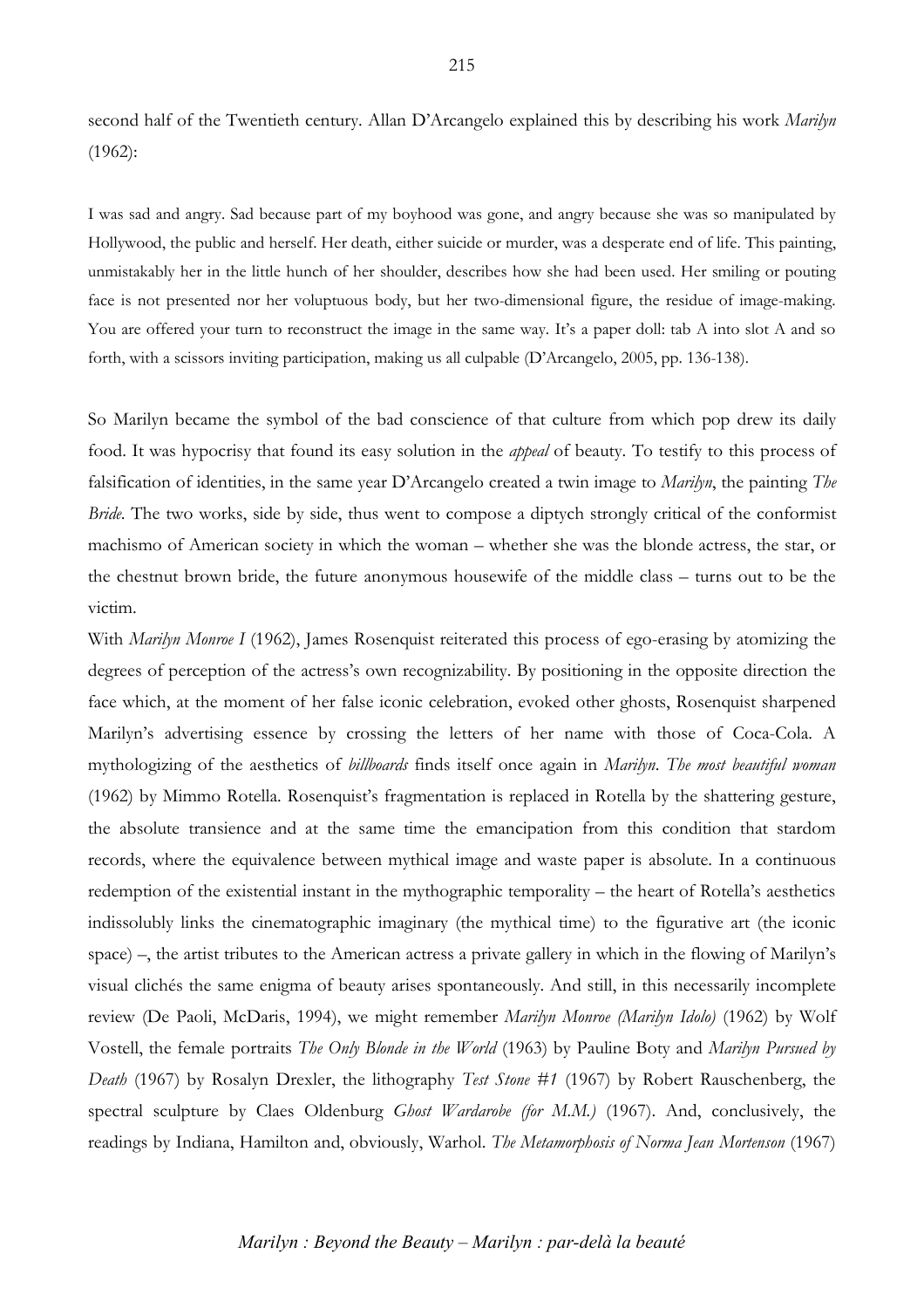second half of the Twentieth century. Allan D'Arcangelo explained this by describing his work *Marilyn* (1962):

> I was sad and angry. Sad because part of my boyhood was gone, and angry because she was so manipulated by Hollywood, the public and herself. Her death, either suicide or murder, was a desperate end of life. This painting, unmistakably her in the little hunch of her shoulder, describes how she had been used. Her smiling or pouting face is not presented nor her voluptuous body, but her two-dimensional figure, the residue of image-making. You are offered your turn to reconstruct the image in the same way. It's a paper doll: tab A into slot A and so forth, with a scissors inviting participation, making us all culpable (D'Arcangelo, 2005, pp. 136-138).

So Marilyn became the symbol of the bad conscience of that culture from which pop drew its daily food. It was hypocrisy that found its easy solution in the *appeal* of beauty. To testify to this process of falsification of identities, in the same year D'Arcangelo created a twin image to *Marilyn*, the painting *The Bride*. The two works, side by side, thus went to compose a diptych strongly critical of the conformist machismo of American society in which the woman – whether she was the blonde actress, the star, or the chestnut brown bride, the future anonymous housewife of the middle class – turns out to be the victim.

With *Marilyn Monroe I* (1962), James Rosenquist reiterated this process of ego-erasing by atomizing the degrees of perception of the actress's own recognizability. By positioning in the opposite direction the face which, at the moment of her false iconic celebration, evoked other ghosts, Rosenquist sharpened Marilyn's advertising essence by crossing the letters of her name with those of Coca-Cola. A mythologizing of the aesthetics of *billboards* finds itself once again in *Marilyn. The most beautiful woman* (1962) by Mimmo Rotella. Rosenquist's fragmentation is replaced in Rotella by the shattering gesture, the absolute transience and at the same time the emancipation from this condition that stardom records, where the equivalence between mythical image and waste paper is absolute. In a continuous redemption of the existential instant in the mythographic temporality – the heart of Rotella's aesthetics indissolubly links the cinematographic imaginary (the mythical time) to the figurative art (the iconic space) –, the artist tributes to the American actress a private gallery in which in the flowing of Marilyn's visual clichés the same enigma of beauty arises spontaneously. And still, in this necessarily incomplete review (De Paoli, McDaris, 1994), we might remember *Marilyn Monroe (Marilyn Idolo)* (1962) by Wolf Vostell, the female portraits *The Only Blonde in the World* (1963) by Pauline Boty and *Marilyn Pursued by Death* (1967) by Rosalyn Drexler, the lithography *Test Stone #1* (1967) by Robert Rauschenberg, the spectral sculpture by Claes Oldenburg *Ghost Wardarobe (for M.M.)* (1967). And, conclusively, the readings by Indiana, Hamilton and, obviously, Warhol. *The Metamorphosis of Norma Jean Mortenson* (1967)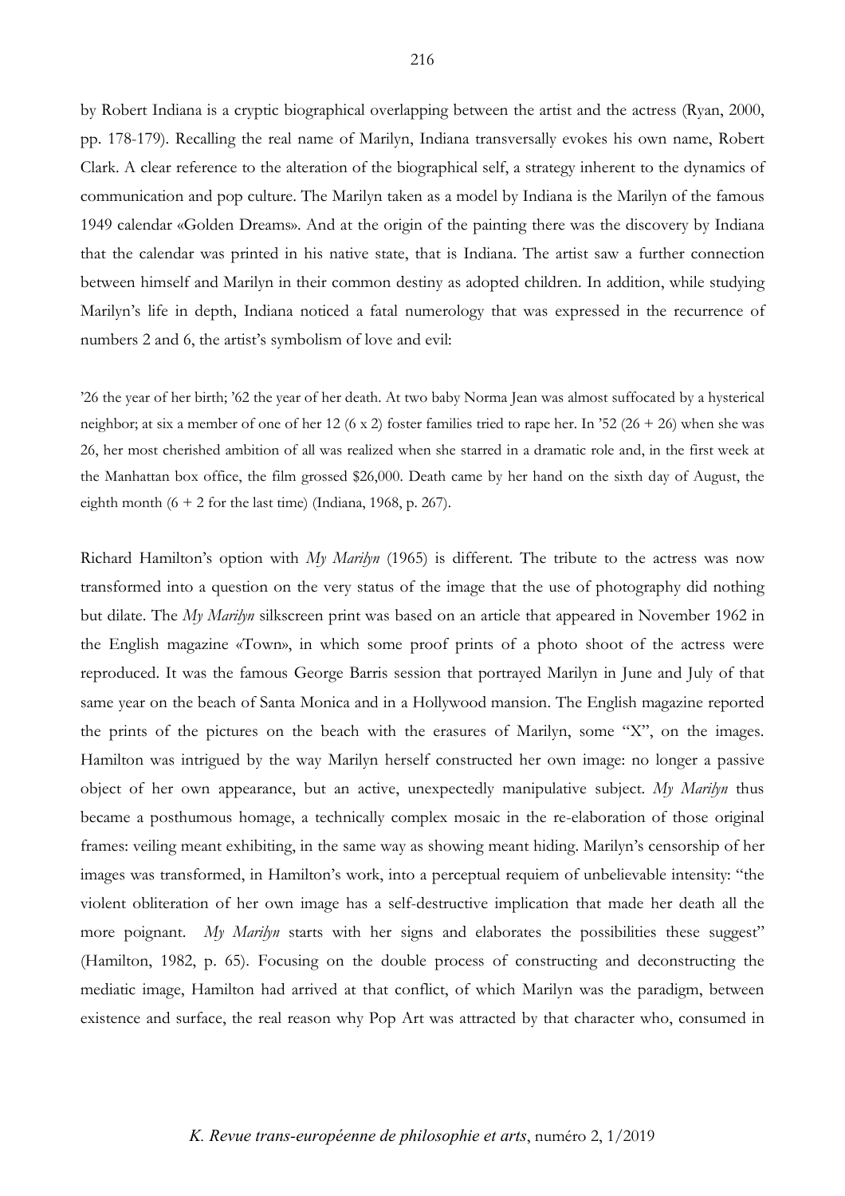by Robert Indiana is a cryptic biographical overlapping between the artist and the actress (Ryan, 2000, pp. 178-179). Recalling the real name of Marilyn, Indiana transversally evokes his own name, Robert Clark. A clear reference to the alteration of the biographical self, a strategy inherent to the dynamics of communication and pop culture. The Marilyn taken as a model by Indiana is the Marilyn of the famous 1949 calendar «Golden Dreams». And at the origin of the painting there was the discovery by Indiana that the calendar was printed in his native state, that is Indiana. The artist saw a further connection between himself and Marilyn in their common destiny as adopted children. In addition, while studying Marilyn's life in depth, Indiana noticed a fatal numerology that was expressed in the recurrence of numbers 2 and 6, the artist's symbolism of love and evil:

> '26 the year of her birth; '62 the year of her death. At two baby Norma Jean was almost suffocated by a hysterical neighbor; at six a member of one of her 12 (6 x 2) foster families tried to rape her. In '52 (26 + 26) when she was 26, her most cherished ambition of all was realized when she starred in a dramatic role and, in the first week at the Manhattan box office, the film grossed $26,000. Death came by her hand on the sixth day of August, the eighth month (6 + 2 for the last time) (Indiana, 1968, p. 267).

Richard Hamilton's option with *My Marilyn* (1965) is different. The tribute to the actress was now transformed into a question on the very status of the image that the use of photography did nothing but dilate. The *My Marilyn* silkscreen print was based on an article that appeared in November 1962 in the English magazine «Town», in which some proof prints of a photo shoot of the actress were reproduced. It was the famous George Barris session that portrayed Marilyn in June and July of that same year on the beach of Santa Monica and in a Hollywood mansion. The English magazine reported the prints of the pictures on the beach with the erasures of Marilyn, some "X", on the images. Hamilton was intrigued by the way Marilyn herself constructed her own image: no longer a passive object of her own appearance, but an active, unexpectedly manipulative subject. *My Marilyn* thus became a posthumous homage, a technically complex mosaic in the re-elaboration of those original frames: veiling meant exhibiting, in the same way as showing meant hiding. Marilyn's censorship of her images was transformed, in Hamilton's work, into a perceptual requiem of unbelievable intensity: "the violent obliteration of her own image has a self-destructive implication that made her death all the more poignant. *My Marilyn* starts with her signs and elaborates the possibilities these suggest" (Hamilton, 1982, p. 65). Focusing on the double process of constructing and deconstructing the mediatic image, Hamilton had arrived at that conflict, of which Marilyn was the paradigm, between existence and surface, the real reason why Pop Art was attracted by that character who, consumed in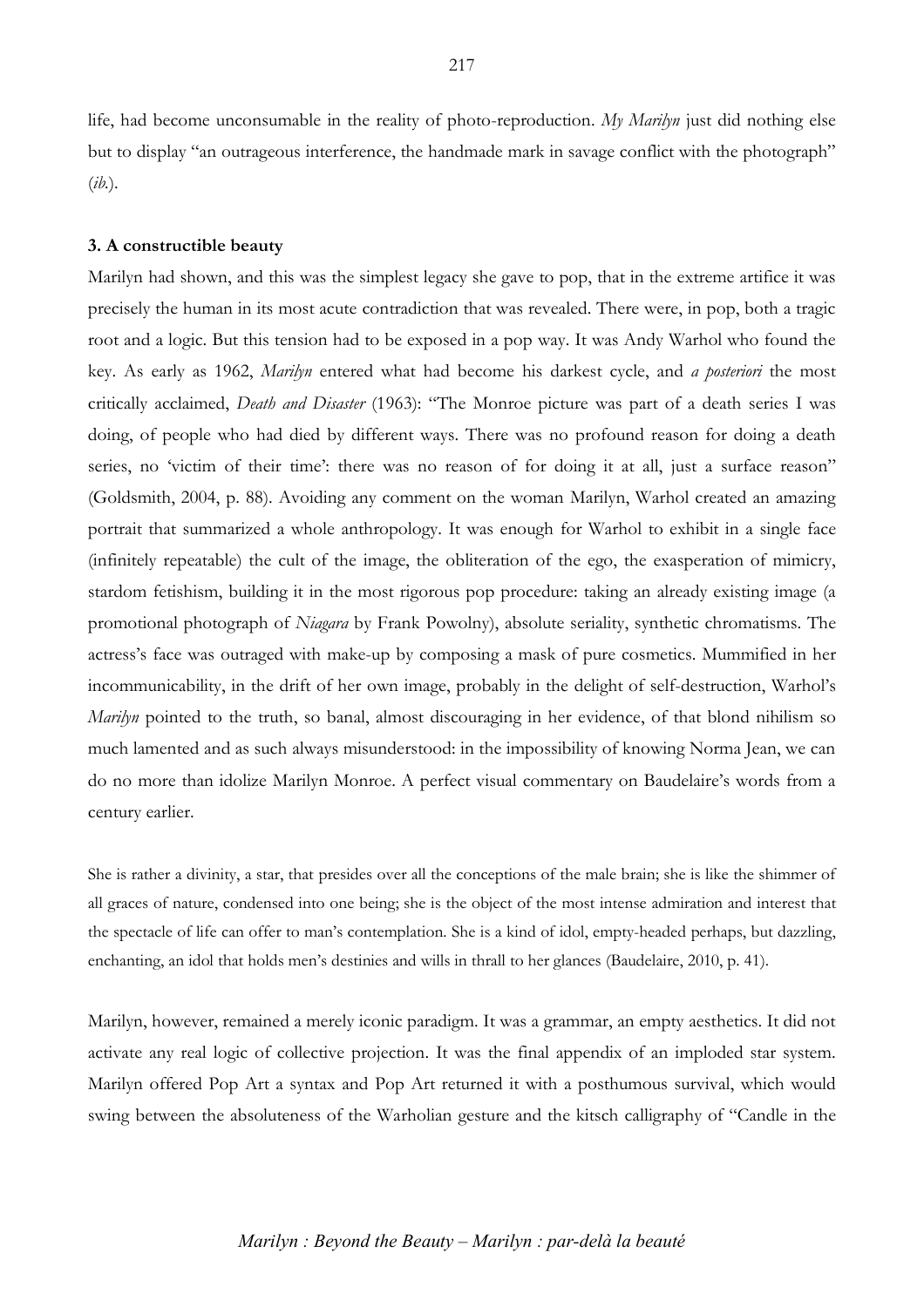life, had become unconsumable in the reality of photo-reproduction. *My Marilyn* just did nothing else but to display "an outrageous interference, the handmade mark in savage conflict with the photograph" (*ib.*).

**3. A constructible beauty**

Marilyn had shown, and this was the simplest legacy she gave to pop, that in the extreme artifice it was precisely the human in its most acute contradiction that was revealed. There were, in pop, both a tragic root and a logic. But this tension had to be exposed in a pop way. It was Andy Warhol who found the key. As early as 1962, *Marilyn* entered what had become his darkest cycle, and *a posteriori* the most critically acclaimed, *Death and Disaster* (1963): "The Monroe picture was part of a death series I was doing, of people who had died by different ways. There was no profound reason for doing a death series, no 'victim of their time': there was no reason of for doing it at all, just a surface reason" (Goldsmith, 2004, p. 88). Avoiding any comment on the woman Marilyn, Warhol created an amazing portrait that summarized a whole anthropology. It was enough for Warhol to exhibit in a single face (infinitely repeatable) the cult of the image, the obliteration of the ego, the exasperation of mimicry, stardom fetishism, building it in the most rigorous pop procedure: taking an already existing image (a promotional photograph of *Niagara* by Frank Powolny), absolute seriality, synthetic chromatisms. The actress's face was outraged with make-up by composing a mask of pure cosmetics. Mummified in her incommunicability, in the drift of her own image, probably in the delight of self-destruction, Warhol's *Marilyn* pointed to the truth, so banal, almost discouraging in her evidence, of that blond nihilism so much lamented and as such always misunderstood: in the impossibility of knowing Norma Jean, we can do no more than idolize Marilyn Monroe. A perfect visual commentary on Baudelaire's words from a century earlier.

> She is rather a divinity, a star, that presides over all the conceptions of the male brain; she is like the shimmer of all graces of nature, condensed into one being; she is the object of the most intense admiration and interest that the spectacle of life can offer to man's contemplation. She is a kind of idol, empty-headed perhaps, but dazzling, enchanting, an idol that holds men's destinies and wills in thrall to her glances (Baudelaire, 2010, p. 41).

Marilyn, however, remained a merely iconic paradigm. It was a grammar, an empty aesthetics. It did not activate any real logic of collective projection. It was the final appendix of an imploded star system. Marilyn offered Pop Art a syntax and Pop Art returned it with a posthumous survival, which would swing between the absoluteness of the Warholian gesture and the kitsch calligraphy of "Candle in the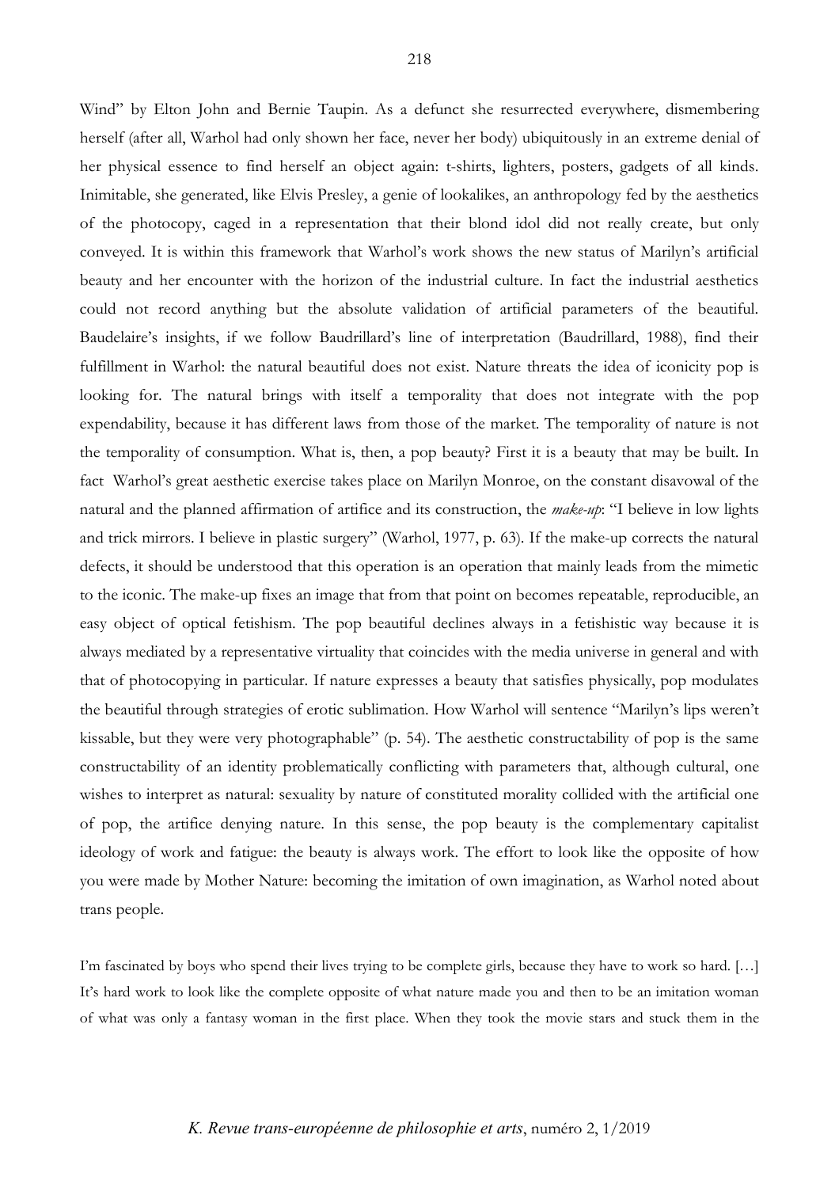Wind" by Elton John and Bernie Taupin. As a defunct she resurrected everywhere, dismembering herself (after all, Warhol had only shown her face, never her body) ubiquitously in an extreme denial of her physical essence to find herself an object again: t-shirts, lighters, posters, gadgets of all kinds. Inimitable, she generated, like Elvis Presley, a genie of lookalikes, an anthropology fed by the aesthetics of the photocopy, caged in a representation that their blond idol did not really create, but only conveyed. It is within this framework that Warhol's work shows the new status of Marilyn's artificial beauty and her encounter with the horizon of the industrial culture. In fact the industrial aesthetics could not record anything but the absolute validation of artificial parameters of the beautiful. Baudelaire's insights, if we follow Baudrillard's line of interpretation (Baudrillard, 1988), find their fulfillment in Warhol: the natural beautiful does not exist. Nature threats the idea of iconicity pop is looking for. The natural brings with itself a temporality that does not integrate with the pop expendability, because it has different laws from those of the market. The temporality of nature is not the temporality of consumption. What is, then, a pop beauty? First it is a beauty that may be built. In fact Warhol's great aesthetic exercise takes place on Marilyn Monroe, on the constant disavowal of the natural and the planned affirmation of artifice and its construction, the *make-up*: "I believe in low lights and trick mirrors. I believe in plastic surgery" (Warhol, 1977, p. 63). If the make-up corrects the natural defects, it should be understood that this operation is an operation that mainly leads from the mimetic to the iconic. The make-up fixes an image that from that point on becomes repeatable, reproducible, an easy object of optical fetishism. The pop beautiful declines always in a fetishistic way because it is always mediated by a representative virtuality that coincides with the media universe in general and with that of photocopying in particular. If nature expresses a beauty that satisfies physically, pop modulates the beautiful through strategies of erotic sublimation. How Warhol will sentence "Marilyn's lips weren't kissable, but they were very photographable" (p. 54). The aesthetic constructability of pop is the same constructability of an identity problematically conflicting with parameters that, although cultural, one wishes to interpret as natural: sexuality by nature of constituted morality collided with the artificial one of pop, the artifice denying nature. In this sense, the pop beauty is the complementary capitalist ideology of work and fatigue: the beauty is always work. The effort to look like the opposite of how you were made by Mother Nature: becoming the imitation of own imagination, as Warhol noted about trans people.

I'm fascinated by boys who spend their lives trying to be complete girls, because they have to work so hard. […] It's hard work to look like the complete opposite of what nature made you and then to be an imitation woman of what was only a fantasy woman in the first place. When they took the movie stars and stuck them in the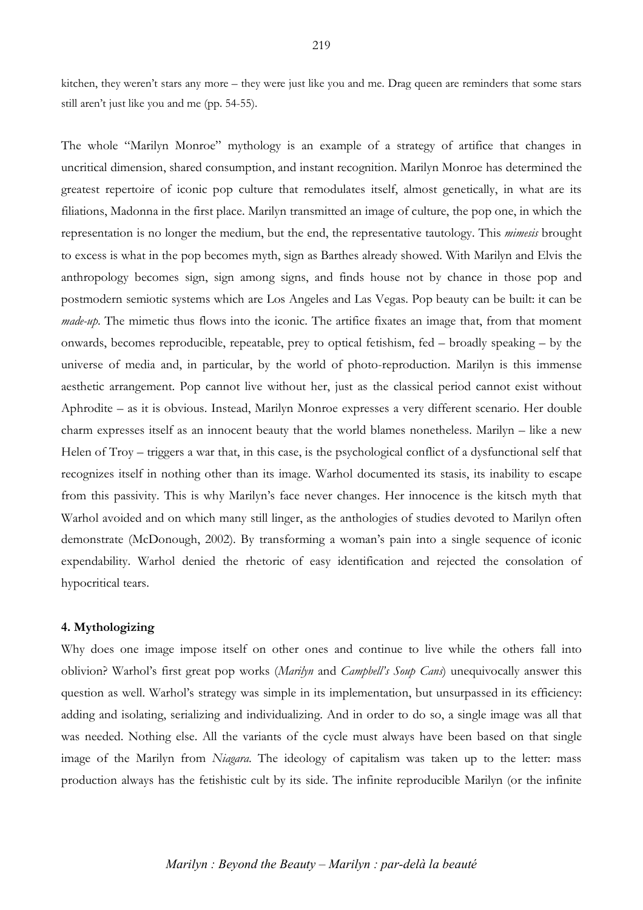kitchen, they weren't stars any more – they were just like you and me. Drag queen are reminders that some stars still aren't just like you and me (pp. 54-55).

The whole "Marilyn Monroe" mythology is an example of a strategy of artifice that changes in uncritical dimension, shared consumption, and instant recognition. Marilyn Monroe has determined the greatest repertoire of iconic pop culture that remodulates itself, almost genetically, in what are its filiations, Madonna in the first place. Marilyn transmitted an image of culture, the pop one, in which the representation is no longer the medium, but the end, the representative tautology. This *mimesis* brought to excess is what in the pop becomes myth, sign as Barthes already showed. With Marilyn and Elvis the anthropology becomes sign, sign among signs, and finds house not by chance in those pop and postmodern semiotic systems which are Los Angeles and Las Vegas. Pop beauty can be built: it can be *made-up*. The mimetic thus flows into the iconic. The artifice fixates an image that, from that moment onwards, becomes reproducible, repeatable, prey to optical fetishism, fed – broadly speaking – by the universe of media and, in particular, by the world of photo-reproduction. Marilyn is this immense aesthetic arrangement. Pop cannot live without her, just as the classical period cannot exist without Aphrodite – as it is obvious. Instead, Marilyn Monroe expresses a very different scenario. Her double charm expresses itself as an innocent beauty that the world blames nonetheless. Marilyn – like a new Helen of Troy – triggers a war that, in this case, is the psychological conflict of a dysfunctional self that recognizes itself in nothing other than its image. Warhol documented its stasis, its inability to escape from this passivity. This is why Marilyn's face never changes. Her innocence is the kitsch myth that Warhol avoided and on which many still linger, as the anthologies of studies devoted to Marilyn often demonstrate (McDonough, 2002). By transforming a woman's pain into a single sequence of iconic expendability. Warhol denied the rhetoric of easy identification and rejected the consolation of hypocritical tears.

#### 4. Mythologizing

Why does one image impose itself on other ones and continue to live while the others fall into oblivion? Warhol's first great pop works (*Marilyn* and *Campbell's Soup Cans*) unequivocally answer this question as well. Warhol's strategy was simple in its implementation, but unsurpassed in its efficiency: adding and isolating, serializing and individualizing. And in order to do so, a single image was all that was needed. Nothing else. All the variants of the cycle must always have been based on that single image of the Marilyn from *Niagara*. The ideology of capitalism was taken up to the letter: mass production always has the fetishistic cult by its side. The infinite reproducible Marilyn (or the infinite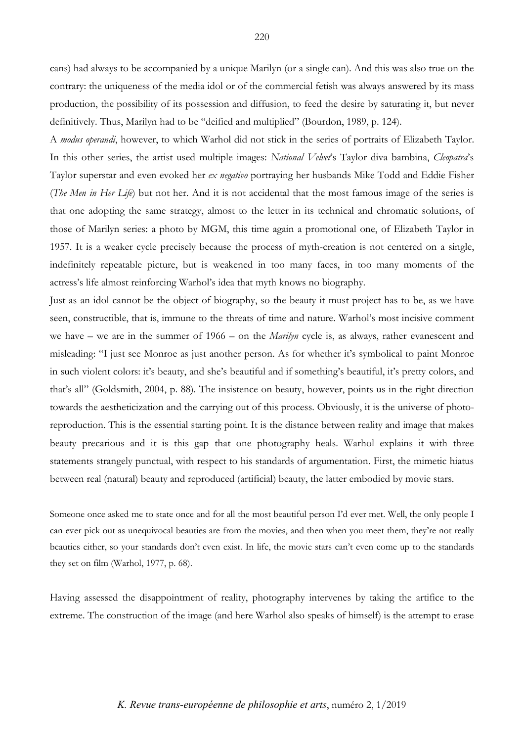cans) had always to be accompanied by a unique Marilyn (or a single can). And this was also true on the contrary: the uniqueness of the media idol or of the commercial fetish was always answered by its mass production, the possibility of its possession and diffusion, to feed the desire by saturating it, but never definitively. Thus, Marilyn had to be "deified and multiplied" (Bourdon, 1989, p. 124).

A *modus operandi*, however, to which Warhol did not stick in the series of portraits of Elizabeth Taylor. In this other series, the artist used multiple images: *National Velvet*'s Taylor diva bambina, *Cleopatra*'s Taylor superstar and even evoked her *ex negativo* portraying her husbands Mike Todd and Eddie Fisher (*The Men in Her Life*) but not her. And it is not accidental that the most famous image of the series is that one adopting the same strategy, almost to the letter in its technical and chromatic solutions, of those of Marilyn series: a photo by MGM, this time again a promotional one, of Elizabeth Taylor in 1957. It is a weaker cycle precisely because the process of myth-creation is not centered on a single, indefinitely repeatable picture, but is weakened in too many faces, in too many moments of the actress's life almost reinforcing Warhol's idea that myth knows no biography.

Just as an idol cannot be the object of biography, so the beauty it must project has to be, as we have seen, constructible, that is, immune to the threats of time and nature. Warhol's most incisive comment we have – we are in the summer of 1966 – on the *Marilyn* cycle is, as always, rather evanescent and misleading: "I just see Monroe as just another person. As for whether it's symbolical to paint Monroe in such violent colors: it's beauty, and she's beautiful and if something's beautiful, it's pretty colors, and that's all" (Goldsmith, 2004, p. 88). The insistence on beauty, however, points us in the right direction towards the aestheticization and the carrying out of this process. Obviously, it is the universe of photo-reproduction. This is the essential starting point. It is the distance between reality and image that makes beauty precarious and it is this gap that one photography heals. Warhol explains it with three statements strangely punctual, with respect to his standards of argumentation. First, the mimetic hiatus between real (natural) beauty and reproduced (artificial) beauty, the latter embodied by movie stars.

> Someone once asked me to state once and for all the most beautiful person I'd ever met. Well, the only people I can ever pick out as unequivocal beauties are from the movies, and then when you meet them, they're not really beauties either, so your standards don't even exist. In life, the movie stars can't even come up to the standards they set on film (Warhol, 1977, p. 68).

Having assessed the disappointment of reality, photography intervenes by taking the artifice to the extreme. The construction of the image (and here Warhol also speaks of himself) is the attempt to erase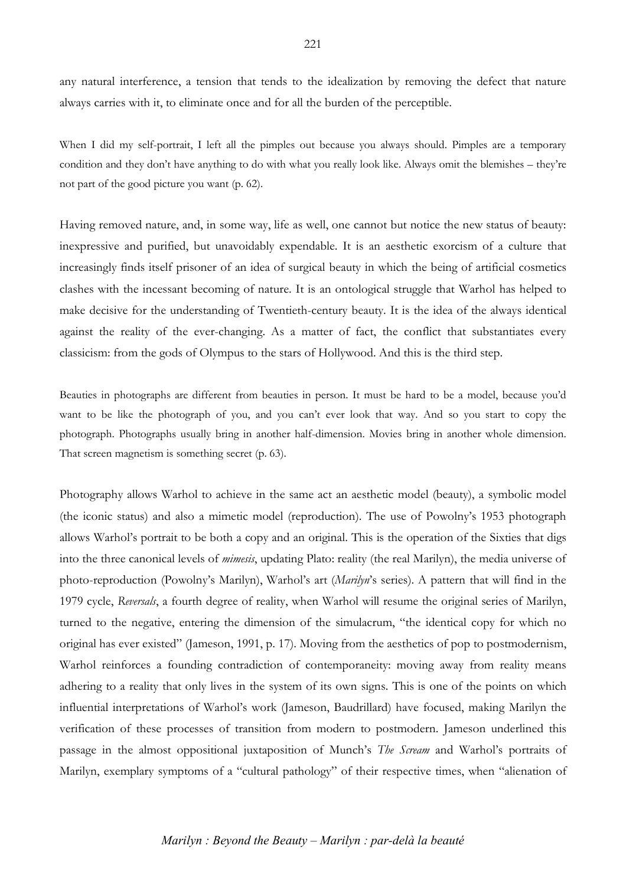any natural interference, a tension that tends to the idealization by removing the defect that nature always carries with it, to eliminate once and for all the burden of the perceptible.

> When I did my self-portrait, I left all the pimples out because you always should. Pimples are a temporary condition and they don't have anything to do with what you really look like. Always omit the blemishes – they're not part of the good picture you want (p. 62).

Having removed nature, and, in some way, life as well, one cannot but notice the new status of beauty: inexpressive and purified, but unavoidably expendable. It is an aesthetic exorcism of a culture that increasingly finds itself prisoner of an idea of surgical beauty in which the being of artificial cosmetics clashes with the incessant becoming of nature. It is an ontological struggle that Warhol has helped to make decisive for the understanding of Twentieth-century beauty. It is the idea of the always identical against the reality of the ever-changing. As a matter of fact, the conflict that substantiates every classicism: from the gods of Olympus to the stars of Hollywood. And this is the third step.

> Beauties in photographs are different from beauties in person. It must be hard to be a model, because you'd want to be like the photograph of you, and you can't ever look that way. And so you start to copy the photograph. Photographs usually bring in another half-dimension. Movies bring in another whole dimension. That screen magnetism is something secret (p. 63).

Photography allows Warhol to achieve in the same act an aesthetic model (beauty), a symbolic model (the iconic status) and also a mimetic model (reproduction). The use of Powolny's 1953 photograph allows Warhol's portrait to be both a copy and an original. This is the operation of the Sixties that digs into the three canonical levels of *mimesis*, updating Plato: reality (the real Marilyn), the media universe of photo-reproduction (Powolny's Marilyn), Warhol's art (*Marilyn*'s series). A pattern that will find in the 1979 cycle, *Reversals*, a fourth degree of reality, when Warhol will resume the original series of Marilyn, turned to the negative, entering the dimension of the simulacrum, "the identical copy for which no original has ever existed" (Jameson, 1991, p. 17). Moving from the aesthetics of pop to postmodernism, Warhol reinforces a founding contradiction of contemporaneity: moving away from reality means adhering to a reality that only lives in the system of its own signs. This is one of the points on which influential interpretations of Warhol's work (Jameson, Baudrillard) have focused, making Marilyn the verification of these processes of transition from modern to postmodern. Jameson underlined this passage in the almost oppositional juxtaposition of Munch's *The Scream* and Warhol's portraits of Marilyn, exemplary symptoms of a "cultural pathology" of their respective times, when "alienation of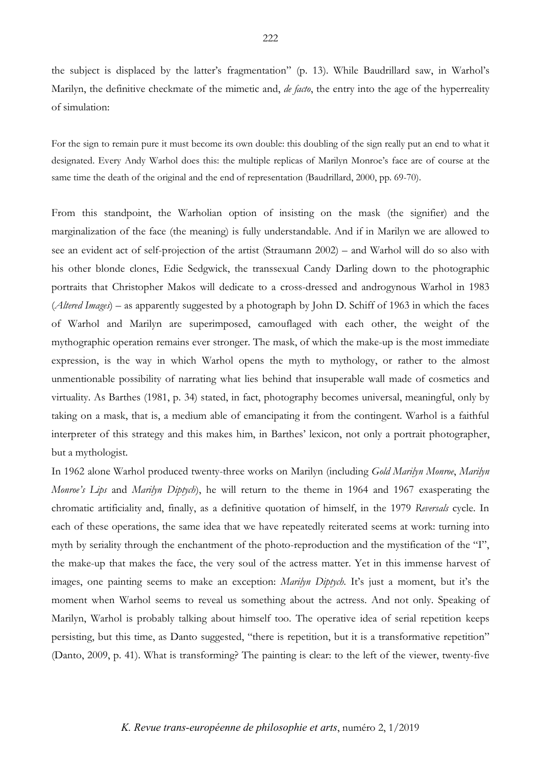the subject is displaced by the latter's fragmentation" (p. 13). While Baudrillard saw, in Warhol's Marilyn, the definitive checkmate of the mimetic and, *de facto*, the entry into the age of the hyperreality of simulation:

> For the sign to remain pure it must become its own double: this doubling of the sign really put an end to what it designated. Every Andy Warhol does this: the multiple replicas of Marilyn Monroe's face are of course at the same time the death of the original and the end of representation (Baudrillard, 2000, pp. 69-70).

From this standpoint, the Warholian option of insisting on the mask (the signifier) and the marginalization of the face (the meaning) is fully understandable. And if in Marilyn we are allowed to see an evident act of self-projection of the artist (Straumann 2002) – and Warhol will do so also with his other blonde clones, Edie Sedgwick, the transsexual Candy Darling down to the photographic portraits that Christopher Makos will dedicate to a cross-dressed and androgynous Warhol in 1983 (*Altered Images*) – as apparently suggested by a photograph by John D. Schiff of 1963 in which the faces of Warhol and Marilyn are superimposed, camouflaged with each other, the weight of the mythographic operation remains ever stronger. The mask, of which the make-up is the most immediate expression, is the way in which Warhol opens the myth to mythology, or rather to the almost unmentionable possibility of narrating what lies behind that insuperable wall made of cosmetics and virtuality. As Barthes (1981, p. 34) stated, in fact, photography becomes universal, meaningful, only by taking on a mask, that is, a medium able of emancipating it from the contingent. Warhol is a faithful interpreter of this strategy and this makes him, in Barthes' lexicon, not only a portrait photographer, but a mythologist.

In 1962 alone Warhol produced twenty-three works on Marilyn (including *Gold Marilyn Monroe*, *Marilyn Monroe's Lips* and *Marilyn Diptych*), he will return to the theme in 1964 and 1967 exasperating the chromatic artificiality and, finally, as a definitive quotation of himself, in the 1979 *Reversals* cycle. In each of these operations, the same idea that we have repeatedly reiterated seems at work: turning into myth by seriality through the enchantment of the photo-reproduction and the mystification of the "I", the make-up that makes the face, the very soul of the actress matter. Yet in this immense harvest of images, one painting seems to make an exception: *Marilyn Diptych*. It's just a moment, but it's the moment when Warhol seems to reveal us something about the actress. And not only. Speaking of Marilyn, Warhol is probably talking about himself too. The operative idea of serial repetition keeps persisting, but this time, as Danto suggested, "there is repetition, but it is a transformative repetition" (Danto, 2009, p. 41). What is transforming? The painting is clear: to the left of the viewer, twenty-five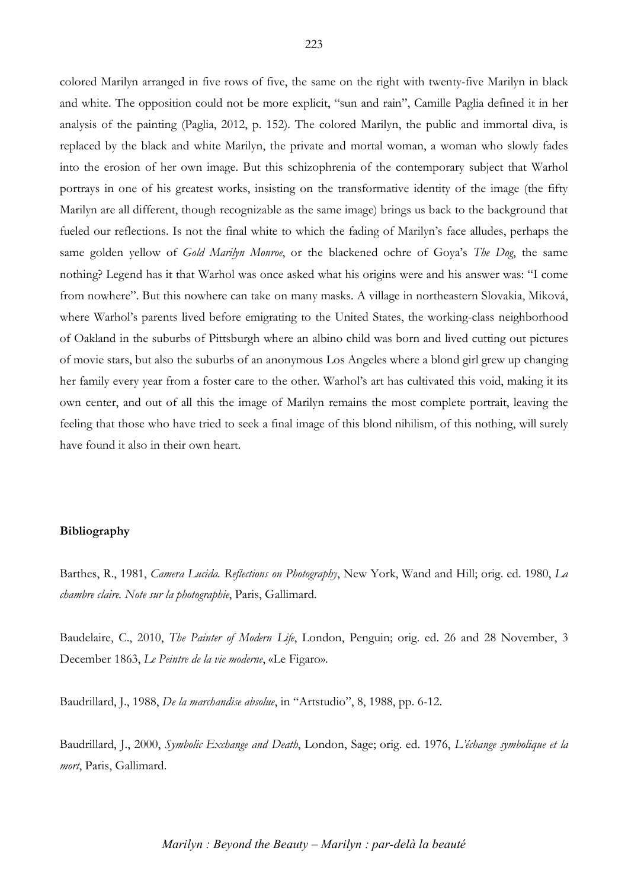colored Marilyn arranged in five rows of five, the same on the right with twenty-five Marilyn in black and white. The opposition could not be more explicit, "sun and rain", Camille Paglia defined it in her analysis of the painting (Paglia, 2012, p. 152). The colored Marilyn, the public and immortal diva, is replaced by the black and white Marilyn, the private and mortal woman, a woman who slowly fades into the erosion of her own image. But this schizophrenia of the contemporary subject that Warhol portrays in one of his greatest works, insisting on the transformative identity of the image (the fifty Marilyn are all different, though recognizable as the same image) brings us back to the background that fueled our reflections. Is not the final white to which the fading of Marilyn's face alludes, perhaps the same golden yellow of *Gold Marilyn Monroe*, or the blackened ochre of Goya's *The Dog*, the same nothing? Legend has it that Warhol was once asked what his origins were and his answer was: "I come from nowhere". But this nowhere can take on many masks. A village in northeastern Slovakia, Miková, where Warhol's parents lived before emigrating to the United States, the working-class neighborhood of Oakland in the suburbs of Pittsburgh where an albino child was born and lived cutting out pictures of movie stars, but also the suburbs of an anonymous Los Angeles where a blond girl grew up changing her family every year from a foster care to the other. Warhol's art has cultivated this void, making it its own center, and out of all this the image of Marilyn remains the most complete portrait, leaving the feeling that those who have tried to seek a final image of this blond nihilism, of this nothing, will surely have found it also in their own heart.

**Bibliography**

Barthes, R., 1981, *Camera Lucida. Reflections on Photography*, New York, Wand and Hill; orig. ed. 1980, *La chambre claire. Note sur la photographie*, Paris, Gallimard.

Baudelaire, C., 2010, *The Painter of Modern Life*, London, Penguin; orig. ed. 26 and 28 November, 3 December 1863, *Le Peintre de la vie moderne*, «Le Figaro».

Baudrillard, J., 1988, *De la marchandise absolue*, in "Artstudio", 8, 1988, pp. 6-12.

Baudrillard, J., 2000, *Symbolic Exchange and Death*, London, Sage; orig. ed. 1976, *L'échange symbolique et la mort*, Paris, Gallimard.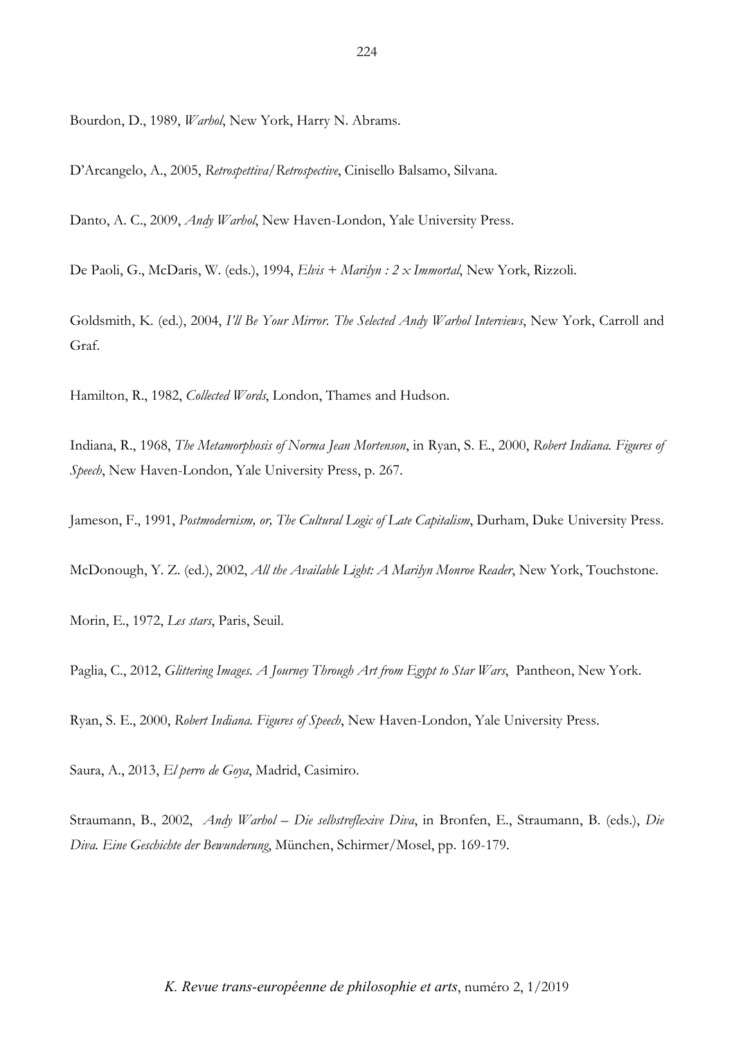Bourdon, D., 1989, *Warhol*, New York, Harry N. Abrams.

D'Arcangelo, A., 2005, *Retrospettiva/Retrospective*, Cinisello Balsamo, Silvana.

Danto, A. C., 2009, *Andy Warhol*, New Haven-London, Yale University Press.

De Paoli, G., McDaris, W. (eds.), 1994, *Elvis + Marilyn : 2 x Immortal*, New York, Rizzoli.

Goldsmith, K. (ed.), 2004, *I'll Be Your Mirror. The Selected Andy Warhol Interviews*, New York, Carroll and Graf.

Hamilton, R., 1982, *Collected Words*, London, Thames and Hudson.

Indiana, R., 1968, *The Metamorphosis of Norma Jean Mortenson*, in Ryan, S. E., 2000, *Robert Indiana. Figures of Speech*, New Haven-London, Yale University Press, p. 267.

Jameson, F., 1991, *Postmodernism, or, The Cultural Logic of Late Capitalism*, Durham, Duke University Press.

McDonough, Y. Z. (ed.), 2002, *All the Available Light: A Marilyn Monroe Reader*, New York, Touchstone.

Morin, E., 1972, *Les stars*, Paris, Seuil.

Paglia, C., 2012, *Glittering Images. A Journey Through Art from Egypt to Star Wars*, Pantheon, New York.

Ryan, S. E., 2000, *Robert Indiana. Figures of Speech*, New Haven-London, Yale University Press.

Saura, A., 2013, *El perro de Goya*, Madrid, Casimiro.

Straumann, B., 2002, *Andy Warhol – Die selbstreflexive Diva*, in Bronfen, E., Straumann, B. (eds.), *Die Diva. Eine Geschichte der Bewunderung*, München, Schirmer/Mosel, pp. 169-179.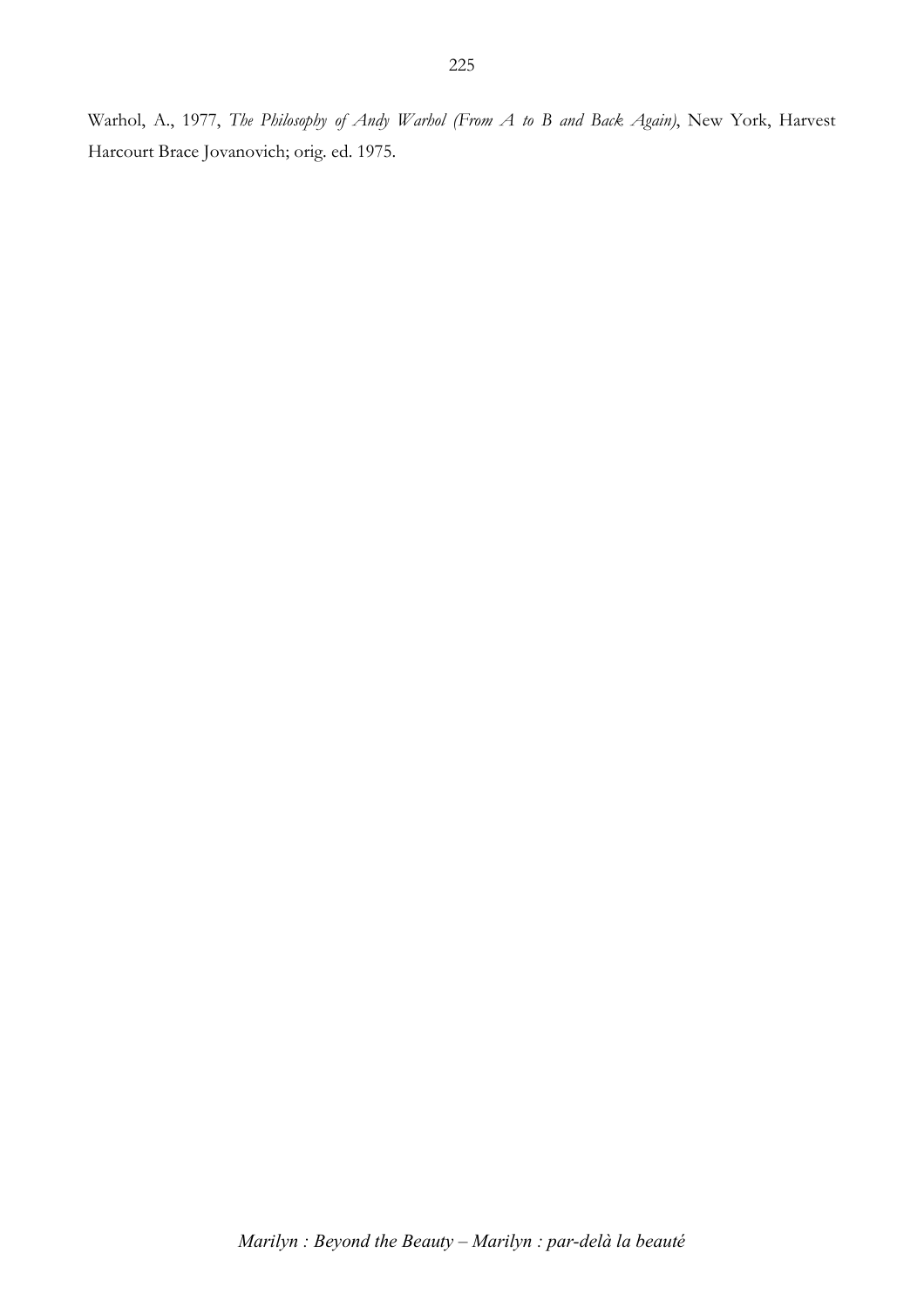Warhol, A., 1977, *The Philosophy of Andy Warhol (From A to B and Back Again)*, New York, Harvest Harcourt Brace Jovanovich; orig. ed. 1975.